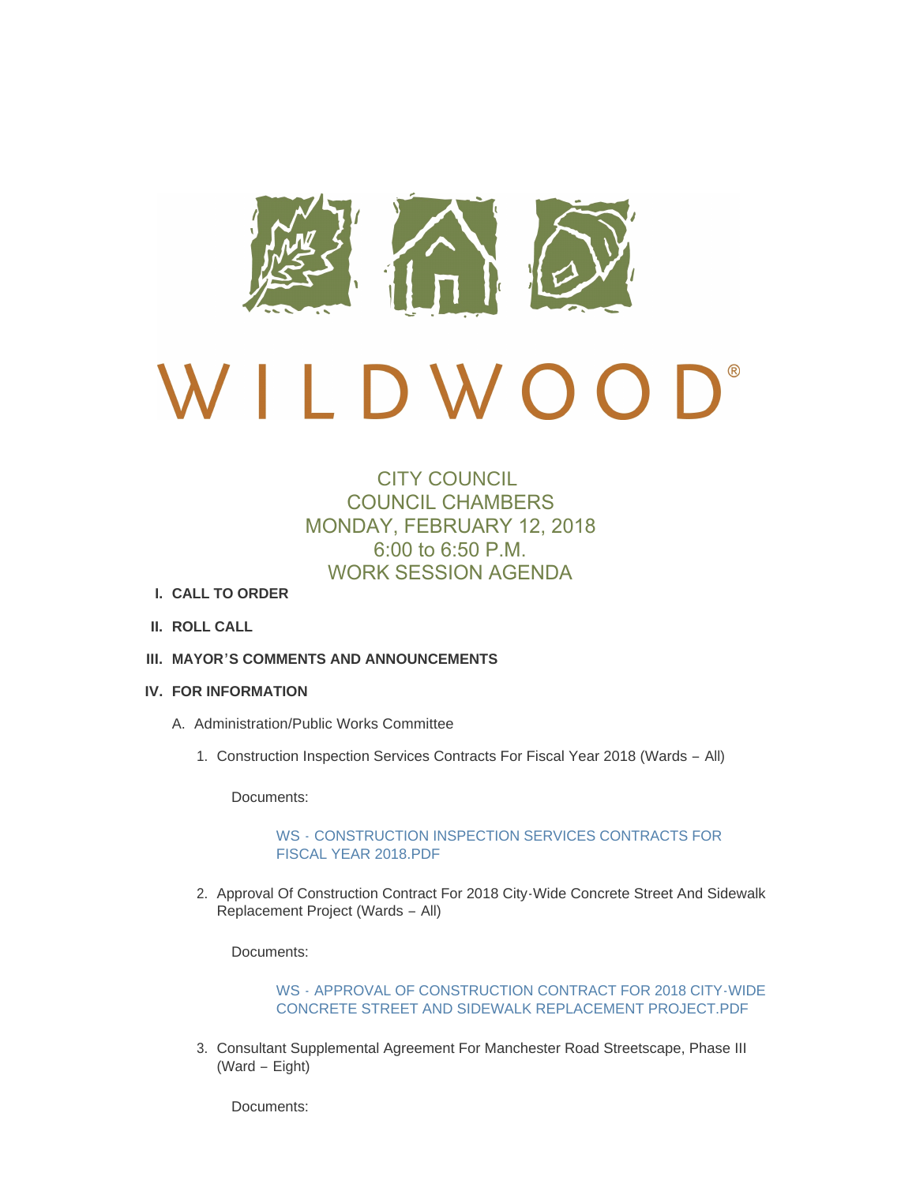# WILDWOOD®

## CITY COUNCIL
## COUNCIL CHAMBERS
## MONDAY, FEBRUARY 12, 2018
## 6:00 to 6:50 P.M.
## WORK SESSION AGENDA

**I. CALL TO ORDER**

**II. ROLL CALL**

**III. MAYOR'S COMMENTS AND ANNOUNCEMENTS**

**IV. FOR INFORMATION**

A. Administration/Public Works Committee

1. Construction Inspection Services Contracts For Fiscal Year 2018 (Wards – All)

   Documents:

   WS - CONSTRUCTION INSPECTION SERVICES CONTRACTS FOR FISCAL YEAR 2018.PDF

2. Approval Of Construction Contract For 2018 City-Wide Concrete Street And Sidewalk Replacement Project (Wards – All)

   Documents:

   WS - APPROVAL OF CONSTRUCTION CONTRACT FOR 2018 CITY-WIDE CONCRETE STREET AND SIDEWALK REPLACEMENT PROJECT.PDF

3. Consultant Supplemental Agreement For Manchester Road Streetscape, Phase III (Ward – Eight)

   Documents: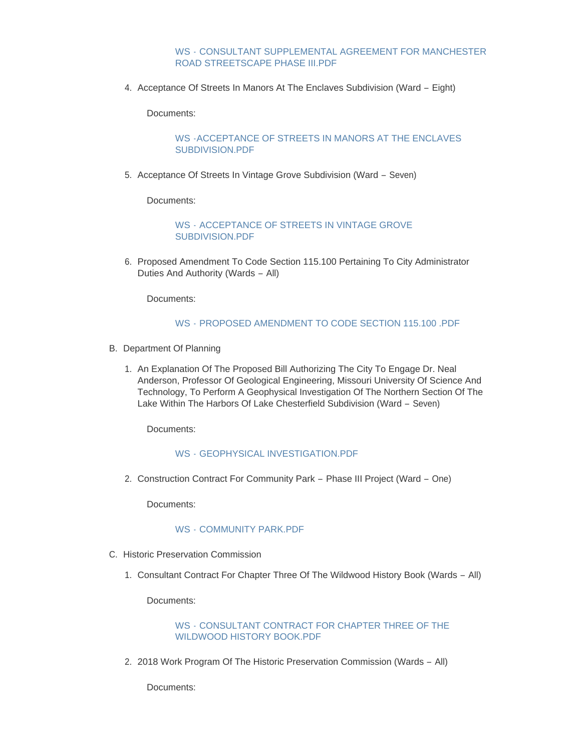WS - CONSULTANT SUPPLEMENTAL AGREEMENT FOR MANCHESTER ROAD STREETSCAPE PHASE III.PDF

4. Acceptance Of Streets In Manors At The Enclaves Subdivision (Ward – Eight)

   Documents:

   WS -ACCEPTANCE OF STREETS IN MANORS AT THE ENCLAVES SUBDIVISION.PDF

5. Acceptance Of Streets In Vintage Grove Subdivision (Ward – Seven)

   Documents:

   WS - ACCEPTANCE OF STREETS IN VINTAGE GROVE SUBDIVISION.PDF

6. Proposed Amendment To Code Section 115.100 Pertaining To City Administrator Duties And Authority (Wards – All)

   Documents:

   WS - PROPOSED AMENDMENT TO CODE SECTION 115.100 .PDF

B. Department Of Planning

1. An Explanation Of The Proposed Bill Authorizing The City To Engage Dr. Neal Anderson, Professor Of Geological Engineering, Missouri University Of Science And Technology, To Perform A Geophysical Investigation Of The Northern Section Of The Lake Within The Harbors Of Lake Chesterfield Subdivision (Ward – Seven)

   Documents:

   WS - GEOPHYSICAL INVESTIGATION.PDF

2. Construction Contract For Community Park – Phase III Project (Ward – One)

   Documents:

   WS - COMMUNITY PARK.PDF

C. Historic Preservation Commission

1. Consultant Contract For Chapter Three Of The Wildwood History Book (Wards – All)

   Documents:

   WS - CONSULTANT CONTRACT FOR CHAPTER THREE OF THE WILDWOOD HISTORY BOOK.PDF

2. 2018 Work Program Of The Historic Preservation Commission (Wards – All)

   Documents: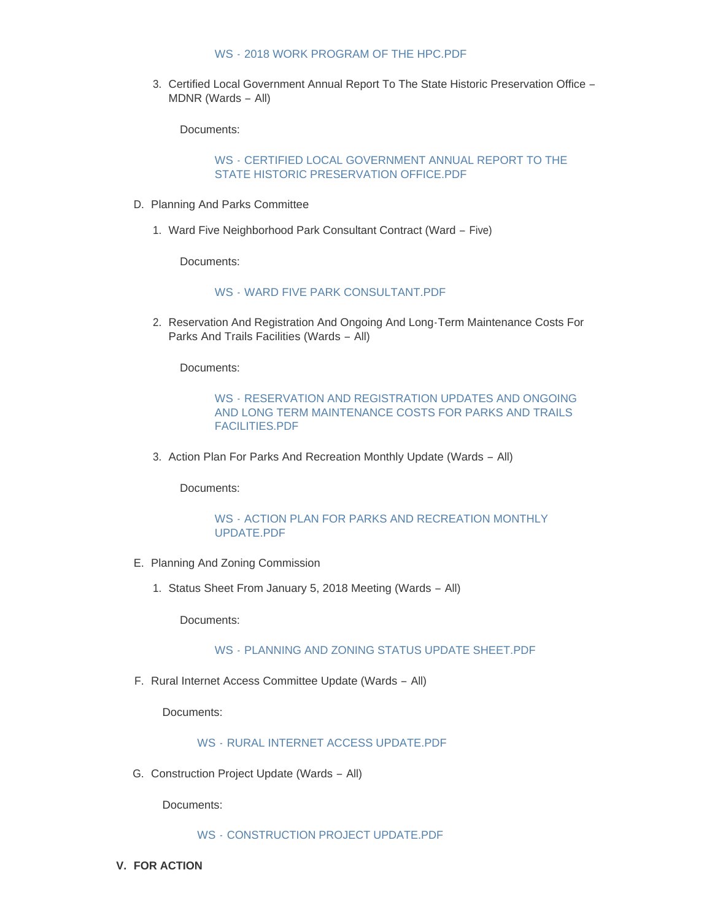WS - 2018 WORK PROGRAM OF THE HPC.PDF

3. Certified Local Government Annual Report To The State Historic Preservation Office – MDNR (Wards – All)

   Documents:

   WS - CERTIFIED LOCAL GOVERNMENT ANNUAL REPORT TO THE STATE HISTORIC PRESERVATION OFFICE.PDF

D. Planning And Parks Committee

   1. Ward Five Neighborhood Park Consultant Contract (Ward – Five)

      Documents:

      WS - WARD FIVE PARK CONSULTANT.PDF

   2. Reservation And Registration And Ongoing And Long-Term Maintenance Costs For Parks And Trails Facilities (Wards – All)

      Documents:

      WS - RESERVATION AND REGISTRATION UPDATES AND ONGOING AND LONG TERM MAINTENANCE COSTS FOR PARKS AND TRAILS FACILITIES.PDF

   3. Action Plan For Parks And Recreation Monthly Update (Wards – All)

      Documents:

      WS - ACTION PLAN FOR PARKS AND RECREATION MONTHLY UPDATE.PDF

E. Planning And Zoning Commission

   1. Status Sheet From January 5, 2018 Meeting (Wards – All)

      Documents:

      WS - PLANNING AND ZONING STATUS UPDATE SHEET.PDF

F. Rural Internet Access Committee Update (Wards – All)

   Documents:

   WS - RURAL INTERNET ACCESS UPDATE.PDF

G. Construction Project Update (Wards – All)

   Documents:

   WS - CONSTRUCTION PROJECT UPDATE.PDF

## V. FOR ACTION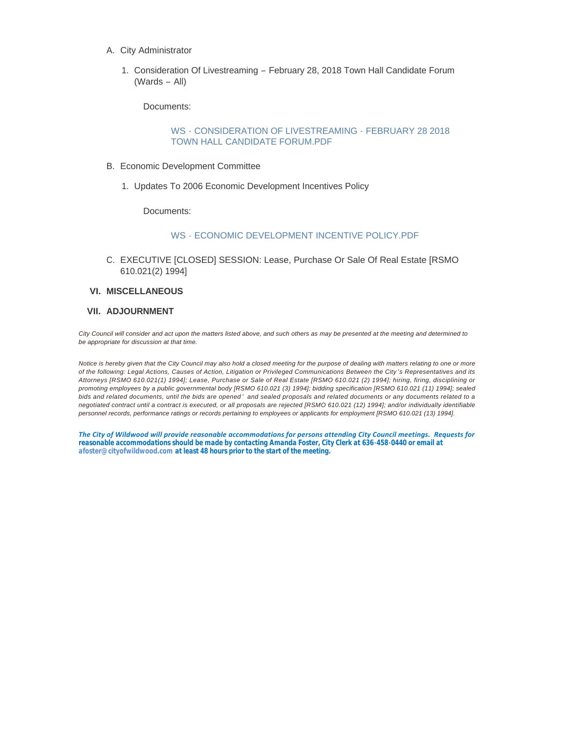A. City Administrator

1. Consideration Of Livestreaming – February 28, 2018 Town Hall Candidate Forum (Wards – All)

   Documents:

   WS - CONSIDERATION OF LIVESTREAMING - FEBRUARY 28 2018 TOWN HALL CANDIDATE FORUM.PDF

B. Economic Development Committee

1. Updates To 2006 Economic Development Incentives Policy

   Documents:

   WS - ECONOMIC DEVELOPMENT INCENTIVE POLICY.PDF

C. EXECUTIVE [CLOSED] SESSION: Lease, Purchase Or Sale Of Real Estate [RSMO 610.021(2) 1994]

## VI. MISCELLANEOUS

## VII. ADJOURNMENT

*City Council will consider and act upon the matters listed above, and such others as may be presented at the meeting and determined to be appropriate for discussion at that time.*

*Notice is hereby given that the City Council may also hold a closed meeting for the purpose of dealing with matters relating to one or more of the following: Legal Actions, Causes of Action, Litigation or Privileged Communications Between the City's Representatives and its Attorneys [RSMO 610.021(1) 1994]; Lease, Purchase or Sale of Real Estate [RSMO 610.021 (2) 1994]; hiring, firing, disciplining or promoting employees by a public governmental body [RSMO 610.021 (3) 1994]; bidding specification [RSMO 610.021 (11) 1994]; sealed bids and related documents, until the bids are opened' and sealed proposals and related documents or any documents related to a negotiated contract until a contract is executed, or all proposals are rejected [RSMO 610.021 (12) 1994]; and/or individually identifiable personnel records, performance ratings or records pertaining to employees or applicants for employment [RSMO 610.021 (13) 1994].*

***The City of Wildwood will provide reasonable accommodations for persons attending City Council meetings. Requests for*** **reasonable accommodations should be made by contacting Amanda Foster, City Clerk at 636-458-0440 or email at afoster@cityofwildwood.com at least 48 hours prior to the start of the meeting.**